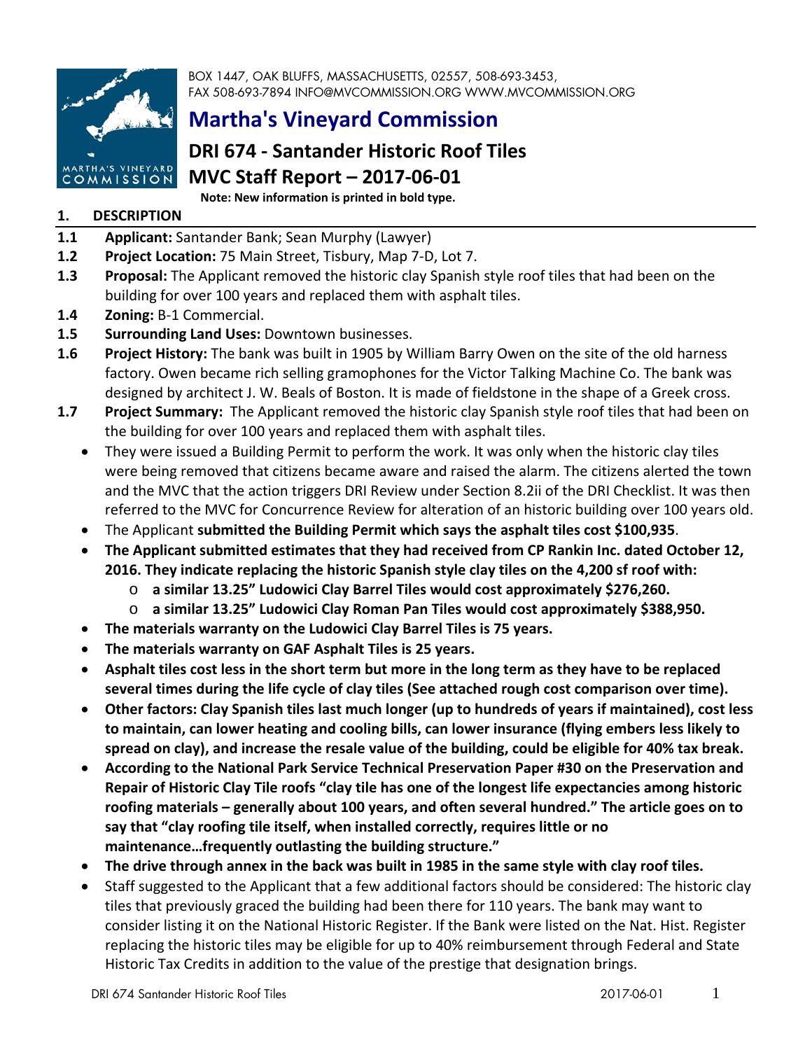BOX 1447, OAK BLUFFS, MASSACHUSETTS, 02557, 508-693-3453,
FAX 508-693-7894 INFO@MVCOMMISSION.ORG WWW.MVCOMMISSION.ORG

# Martha's Vineyard Commission

## DRI 674 - Santander Historic Roof Tiles

## MVC Staff Report – 2017-06-01

**Note: New information is printed in bold type.**

### 1. DESCRIPTION

**1.1 Applicant:** Santander Bank; Sean Murphy (Lawyer)

**1.2 Project Location:** 75 Main Street, Tisbury, Map 7-D, Lot 7.

**1.3 Proposal:** The Applicant removed the historic clay Spanish style roof tiles that had been on the building for over 100 years and replaced them with asphalt tiles.

**1.4 Zoning:** B-1 Commercial.

**1.5 Surrounding Land Uses:** Downtown businesses.

**1.6 Project History:** The bank was built in 1905 by William Barry Owen on the site of the old harness factory. Owen became rich selling gramophones for the Victor Talking Machine Co. The bank was designed by architect J. W. Beals of Boston. It is made of fieldstone in the shape of a Greek cross.

**1.7 Project Summary:** The Applicant removed the historic clay Spanish style roof tiles that had been on the building for over 100 years and replaced them with asphalt tiles.

- They were issued a Building Permit to perform the work. It was only when the historic clay tiles were being removed that citizens became aware and raised the alarm. The citizens alerted the town and the MVC that the action triggers DRI Review under Section 8.2ii of the DRI Checklist. It was then referred to the MVC for Concurrence Review for alteration of an historic building over 100 years old.
- The Applicant **submitted the Building Permit which says the asphalt tiles cost $100,935**.
- **The Applicant submitted estimates that they had received from CP Rankin Inc. dated October 12, 2016. They indicate replacing the historic Spanish style clay tiles on the 4,200 sf roof with:**
  - **a similar 13.25" Ludowici Clay Barrel Tiles would cost approximately $276,260.**
  - **a similar 13.25" Ludowici Clay Roman Pan Tiles would cost approximately $388,950.**
- **The materials warranty on the Ludowici Clay Barrel Tiles is 75 years.**
- **The materials warranty on GAF Asphalt Tiles is 25 years.**
- **Asphalt tiles cost less in the short term but more in the long term as they have to be replaced several times during the life cycle of clay tiles (See attached rough cost comparison over time).**
- **Other factors: Clay Spanish tiles last much longer (up to hundreds of years if maintained), cost less to maintain, can lower heating and cooling bills, can lower insurance (flying embers less likely to spread on clay), and increase the resale value of the building, could be eligible for 40% tax break.**
- **According to the National Park Service Technical Preservation Paper #30 on the Preservation and Repair of Historic Clay Tile roofs "clay tile has one of the longest life expectancies among historic roofing materials – generally about 100 years, and often several hundred." The article goes on to say that "clay roofing tile itself, when installed correctly, requires little or no maintenance…frequently outlasting the building structure."**
- **The drive through annex in the back was built in 1985 in the same style with clay roof tiles.**
- Staff suggested to the Applicant that a few additional factors should be considered: The historic clay tiles that previously graced the building had been there for 110 years. The bank may want to consider listing it on the National Historic Register. If the Bank were listed on the Nat. Hist. Register replacing the historic tiles may be eligible for up to 40% reimbursement through Federal and State Historic Tax Credits in addition to the value of the prestige that designation brings.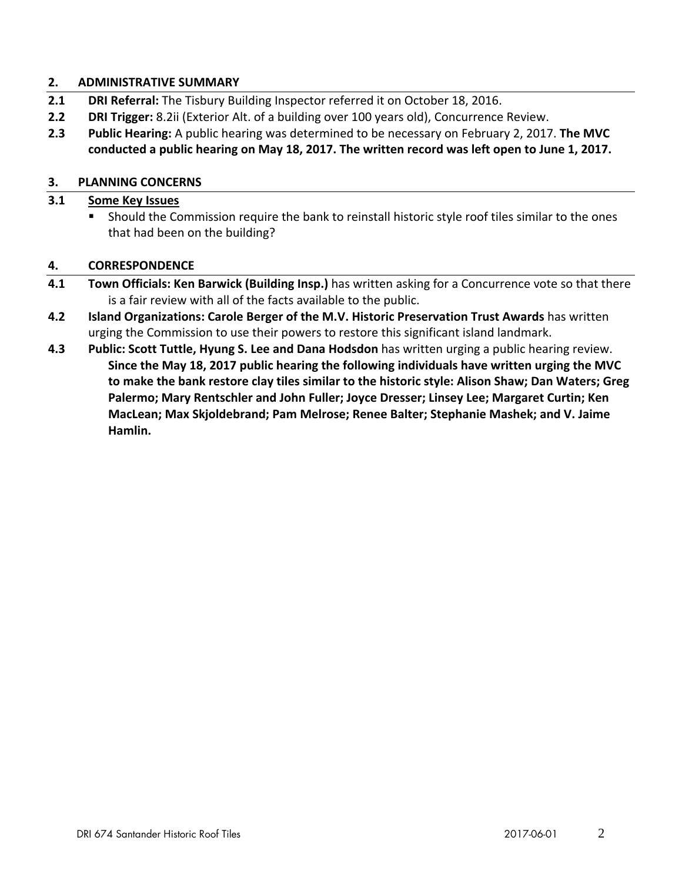## 2. ADMINISTRATIVE SUMMARY

**2.1** **DRI Referral:** The Tisbury Building Inspector referred it on October 18, 2016.

**2.2** **DRI Trigger:** 8.2ii (Exterior Alt. of a building over 100 years old), Concurrence Review.

**2.3** **Public Hearing:** A public hearing was determined to be necessary on February 2, 2017. **The MVC conducted a public hearing on May 18, 2017. The written record was left open to June 1, 2017.**

## 3. PLANNING CONCERNS

**3.1** **Some Key Issues**

- Should the Commission require the bank to reinstall historic style roof tiles similar to the ones that had been on the building?

## 4. CORRESPONDENCE

**4.1** **Town Officials: Ken Barwick (Building Insp.)** has written asking for a Concurrence vote so that there is a fair review with all of the facts available to the public.

**4.2** **Island Organizations: Carole Berger of the M.V. Historic Preservation Trust Awards** has written urging the Commission to use their powers to restore this significant island landmark.

**4.3** **Public: Scott Tuttle, Hyung S. Lee and Dana Hodsdon** has written urging a public hearing review. **Since the May 18, 2017 public hearing the following individuals have written urging the MVC to make the bank restore clay tiles similar to the historic style: Alison Shaw; Dan Waters; Greg Palermo; Mary Rentschler and John Fuller; Joyce Dresser; Linsey Lee; Margaret Curtin; Ken MacLean; Max Skjoldebrand; Pam Melrose; Renee Balter; Stephanie Mashek; and V. Jaime Hamlin.**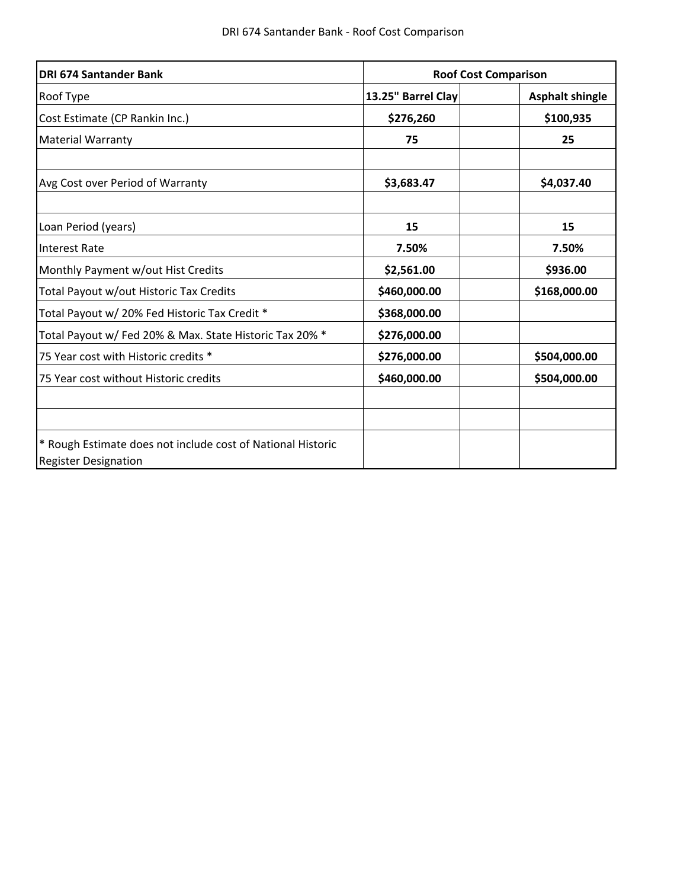DRI 674 Santander Bank - Roof Cost Comparison

| DRI 674 Santander Bank | Roof Cost Comparison | | |
|---|---|---|---|
| Roof Type | **13.25" Barrel Clay** | | **Asphalt shingle** |
| Cost Estimate (CP Rankin Inc.) | **$276,260** | | **$100,935** |
| Material Warranty | **75** | | **25** |
| | | | |
| Avg Cost over Period of Warranty | **$3,683.47** | | **$4,037.40** |
| | | | |
| Loan Period (years) | **15** | | **15** |
| Interest Rate | **7.50%** | | **7.50%** |
| Monthly Payment w/out Hist Credits | **$2,561.00** | | **$936.00** |
| Total Payout w/out Historic Tax Credits | **$460,000.00** | | **$168,000.00** |
| Total Payout w/ 20% Fed Historic Tax Credit * | **$368,000.00** | | |
| Total Payout w/ Fed 20% & Max. State Historic Tax 20% * | **$276,000.00** | | |
| 75 Year cost with Historic credits * | **$276,000.00** | | **$504,000.00** |
| 75 Year cost without Historic credits | **$460,000.00** | | **$504,000.00** |
| | | | |
| | | | |
| * Rough Estimate does not include cost of National Historic Register Designation | | | |